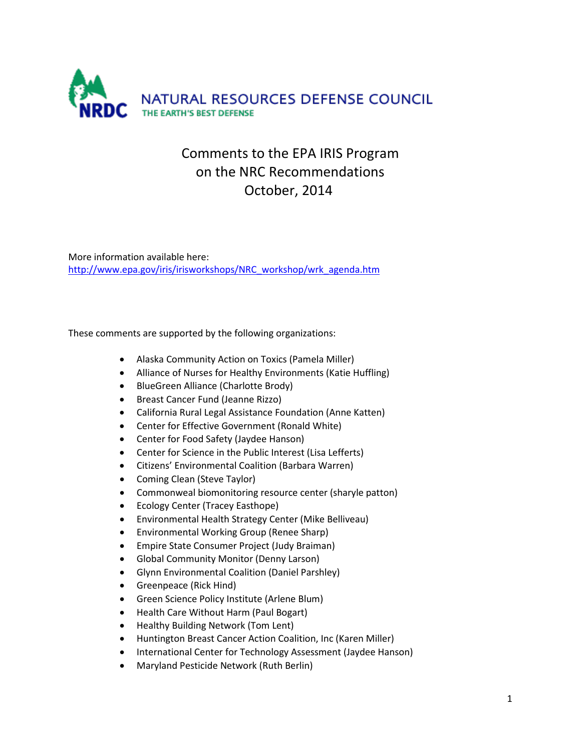NATURAL RESOURCES DEFENSE COUNCIL

THE EARTH'S BEST DEFENSE

# Comments to the EPA IRIS Program on the NRC Recommendations October, 2014

More information available here:
http://www.epa.gov/iris/irisworkshops/NRC_workshop/wrk_agenda.htm

These comments are supported by the following organizations:

- Alaska Community Action on Toxics (Pamela Miller)
- Alliance of Nurses for Healthy Environments (Katie Huffling)
- BlueGreen Alliance (Charlotte Brody)
- Breast Cancer Fund (Jeanne Rizzo)
- California Rural Legal Assistance Foundation (Anne Katten)
- Center for Effective Government (Ronald White)
- Center for Food Safety (Jaydee Hanson)
- Center for Science in the Public Interest (Lisa Lefferts)
- Citizens' Environmental Coalition (Barbara Warren)
- Coming Clean (Steve Taylor)
- Commonweal biomonitoring resource center (sharyle patton)
- Ecology Center (Tracey Easthope)
- Environmental Health Strategy Center (Mike Belliveau)
- Environmental Working Group (Renee Sharp)
- Empire State Consumer Project (Judy Braiman)
- Global Community Monitor (Denny Larson)
- Glynn Environmental Coalition (Daniel Parshley)
- Greenpeace (Rick Hind)
- Green Science Policy Institute (Arlene Blum)
- Health Care Without Harm (Paul Bogart)
- Healthy Building Network (Tom Lent)
- Huntington Breast Cancer Action Coalition, Inc (Karen Miller)
- International Center for Technology Assessment (Jaydee Hanson)
- Maryland Pesticide Network (Ruth Berlin)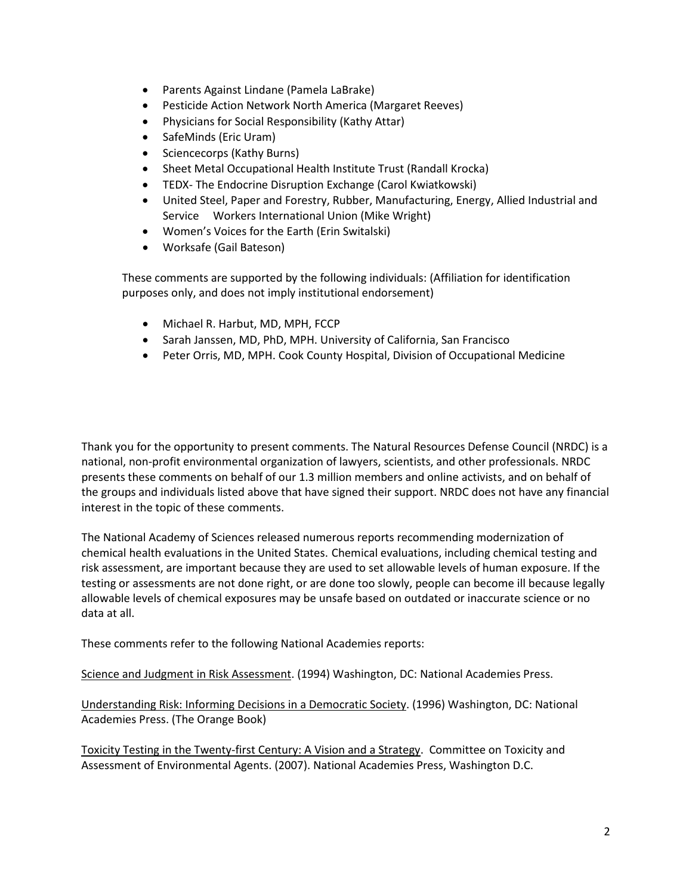- Parents Against Lindane (Pamela LaBrake)
- Pesticide Action Network North America (Margaret Reeves)
- Physicians for Social Responsibility (Kathy Attar)
- SafeMinds (Eric Uram)
- Sciencecorps (Kathy Burns)
- Sheet Metal Occupational Health Institute Trust (Randall Krocka)
- TEDX- The Endocrine Disruption Exchange (Carol Kwiatkowski)
- United Steel, Paper and Forestry, Rubber, Manufacturing, Energy, Allied Industrial and Service Workers International Union (Mike Wright)
- Women's Voices for the Earth (Erin Switalski)
- Worksafe (Gail Bateson)

These comments are supported by the following individuals: (Affiliation for identification purposes only, and does not imply institutional endorsement)

- Michael R. Harbut, MD, MPH, FCCP
- Sarah Janssen, MD, PhD, MPH. University of California, San Francisco
- Peter Orris, MD, MPH. Cook County Hospital, Division of Occupational Medicine

Thank you for the opportunity to present comments. The Natural Resources Defense Council (NRDC) is a national, non-profit environmental organization of lawyers, scientists, and other professionals. NRDC presents these comments on behalf of our 1.3 million members and online activists, and on behalf of the groups and individuals listed above that have signed their support. NRDC does not have any financial interest in the topic of these comments.

The National Academy of Sciences released numerous reports recommending modernization of chemical health evaluations in the United States. Chemical evaluations, including chemical testing and risk assessment, are important because they are used to set allowable levels of human exposure. If the testing or assessments are not done right, or are done too slowly, people can become ill because legally allowable levels of chemical exposures may be unsafe based on outdated or inaccurate science or no data at all.

These comments refer to the following National Academies reports:

Science and Judgment in Risk Assessment. (1994) Washington, DC: National Academies Press.

Understanding Risk: Informing Decisions in a Democratic Society. (1996) Washington, DC: National Academies Press. (The Orange Book)

Toxicity Testing in the Twenty-first Century: A Vision and a Strategy. Committee on Toxicity and Assessment of Environmental Agents. (2007). National Academies Press, Washington D.C.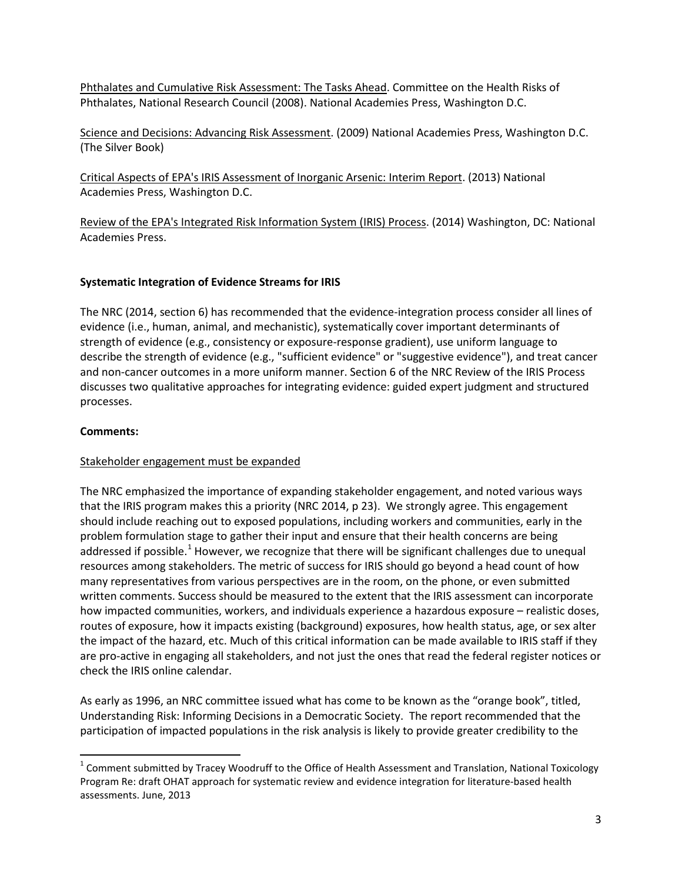Phthalates and Cumulative Risk Assessment: The Tasks Ahead. Committee on the Health Risks of Phthalates, National Research Council (2008). National Academies Press, Washington D.C.

Science and Decisions: Advancing Risk Assessment. (2009) National Academies Press, Washington D.C. (The Silver Book)

Critical Aspects of EPA's IRIS Assessment of Inorganic Arsenic: Interim Report. (2013) National Academies Press, Washington D.C.

Review of the EPA's Integrated Risk Information System (IRIS) Process. (2014) Washington, DC: National Academies Press.

**Systematic Integration of Evidence Streams for IRIS**

The NRC (2014, section 6) has recommended that the evidence-integration process consider all lines of evidence (i.e., human, animal, and mechanistic), systematically cover important determinants of strength of evidence (e.g., consistency or exposure-response gradient), use uniform language to describe the strength of evidence (e.g., "sufficient evidence" or "suggestive evidence"), and treat cancer and non-cancer outcomes in a more uniform manner. Section 6 of the NRC Review of the IRIS Process discusses two qualitative approaches for integrating evidence: guided expert judgment and structured processes.

**Comments:**

Stakeholder engagement must be expanded

The NRC emphasized the importance of expanding stakeholder engagement, and noted various ways that the IRIS program makes this a priority (NRC 2014, p 23). We strongly agree. This engagement should include reaching out to exposed populations, including workers and communities, early in the problem formulation stage to gather their input and ensure that their health concerns are being addressed if possible.[1] However, we recognize that there will be significant challenges due to unequal resources among stakeholders. The metric of success for IRIS should go beyond a head count of how many representatives from various perspectives are in the room, on the phone, or even submitted written comments. Success should be measured to the extent that the IRIS assessment can incorporate how impacted communities, workers, and individuals experience a hazardous exposure – realistic doses, routes of exposure, how it impacts existing (background) exposures, how health status, age, or sex alter the impact of the hazard, etc. Much of this critical information can be made available to IRIS staff if they are pro-active in engaging all stakeholders, and not just the ones that read the federal register notices or check the IRIS online calendar.

As early as 1996, an NRC committee issued what has come to be known as the "orange book", titled, Understanding Risk: Informing Decisions in a Democratic Society. The report recommended that the participation of impacted populations in the risk analysis is likely to provide greater credibility to the

[1] Comment submitted by Tracey Woodruff to the Office of Health Assessment and Translation, National Toxicology Program Re: draft OHAT approach for systematic review and evidence integration for literature-based health assessments. June, 2013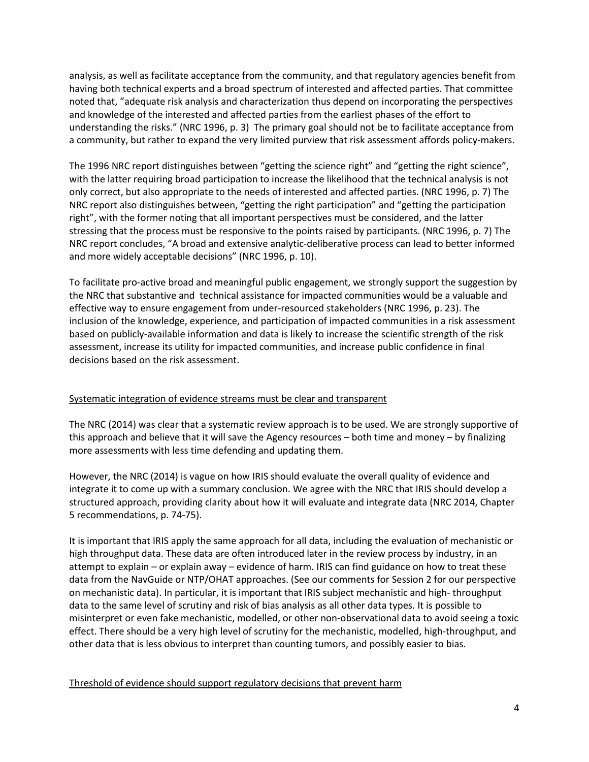analysis, as well as facilitate acceptance from the community, and that regulatory agencies benefit from having both technical experts and a broad spectrum of interested and affected parties. That committee noted that, "adequate risk analysis and characterization thus depend on incorporating the perspectives and knowledge of the interested and affected parties from the earliest phases of the effort to understanding the risks." (NRC 1996, p. 3) The primary goal should not be to facilitate acceptance from a community, but rather to expand the very limited purview that risk assessment affords policy-makers.

The 1996 NRC report distinguishes between "getting the science right" and "getting the right science", with the latter requiring broad participation to increase the likelihood that the technical analysis is not only correct, but also appropriate to the needs of interested and affected parties. (NRC 1996, p. 7) The NRC report also distinguishes between, "getting the right participation" and "getting the participation right", with the former noting that all important perspectives must be considered, and the latter stressing that the process must be responsive to the points raised by participants. (NRC 1996, p. 7) The NRC report concludes, "A broad and extensive analytic-deliberative process can lead to better informed and more widely acceptable decisions" (NRC 1996, p. 10).

To facilitate pro-active broad and meaningful public engagement, we strongly support the suggestion by the NRC that substantive and technical assistance for impacted communities would be a valuable and effective way to ensure engagement from under-resourced stakeholders (NRC 1996, p. 23). The inclusion of the knowledge, experience, and participation of impacted communities in a risk assessment based on publicly-available information and data is likely to increase the scientific strength of the risk assessment, increase its utility for impacted communities, and increase public confidence in final decisions based on the risk assessment.

<u>Systematic integration of evidence streams must be clear and transparent</u>

The NRC (2014) was clear that a systematic review approach is to be used. We are strongly supportive of this approach and believe that it will save the Agency resources – both time and money – by finalizing more assessments with less time defending and updating them.

However, the NRC (2014) is vague on how IRIS should evaluate the overall quality of evidence and integrate it to come up with a summary conclusion. We agree with the NRC that IRIS should develop a structured approach, providing clarity about how it will evaluate and integrate data (NRC 2014, Chapter 5 recommendations, p. 74-75).

It is important that IRIS apply the same approach for all data, including the evaluation of mechanistic or high throughput data. These data are often introduced later in the review process by industry, in an attempt to explain – or explain away – evidence of harm. IRIS can find guidance on how to treat these data from the NavGuide or NTP/OHAT approaches. (See our comments for Session 2 for our perspective on mechanistic data). In particular, it is important that IRIS subject mechanistic and high- throughput data to the same level of scrutiny and risk of bias analysis as all other data types. It is possible to misinterpret or even fake mechanistic, modelled, or other non-observational data to avoid seeing a toxic effect. There should be a very high level of scrutiny for the mechanistic, modelled, high-throughput, and other data that is less obvious to interpret than counting tumors, and possibly easier to bias.

<u>Threshold of evidence should support regulatory decisions that prevent harm</u>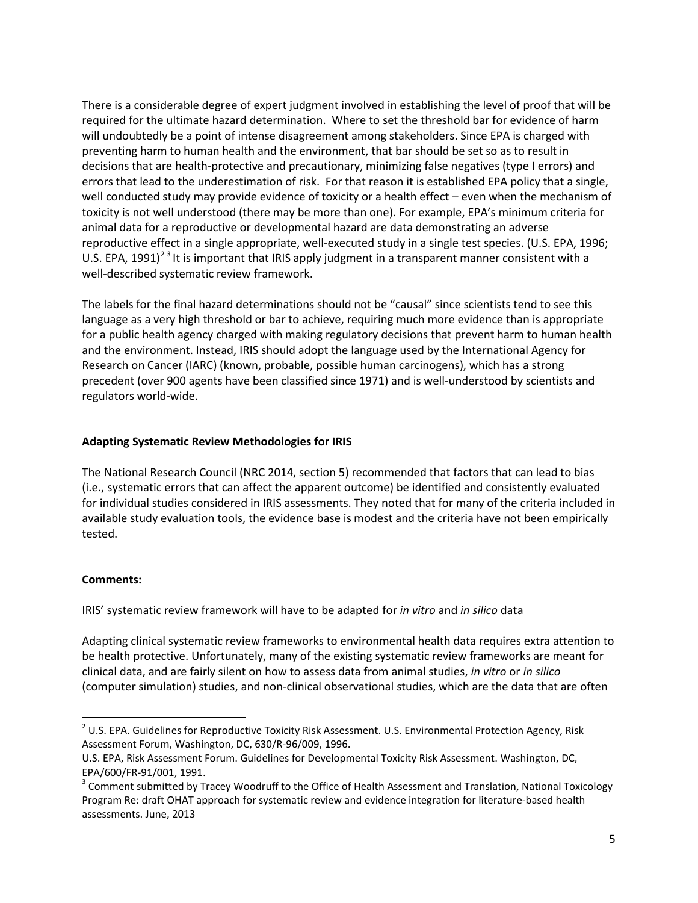There is a considerable degree of expert judgment involved in establishing the level of proof that will be required for the ultimate hazard determination. Where to set the threshold bar for evidence of harm will undoubtedly be a point of intense disagreement among stakeholders. Since EPA is charged with preventing harm to human health and the environment, that bar should be set so as to result in decisions that are health-protective and precautionary, minimizing false negatives (type I errors) and errors that lead to the underestimation of risk. For that reason it is established EPA policy that a single, well conducted study may provide evidence of toxicity or a health effect – even when the mechanism of toxicity is not well understood (there may be more than one). For example, EPA's minimum criteria for animal data for a reproductive or developmental hazard are data demonstrating an adverse reproductive effect in a single appropriate, well-executed study in a single test species. (U.S. EPA, 1996; U.S. EPA, 1991)[2][3] It is important that IRIS apply judgment in a transparent manner consistent with a well-described systematic review framework.

The labels for the final hazard determinations should not be "causal" since scientists tend to see this language as a very high threshold or bar to achieve, requiring much more evidence than is appropriate for a public health agency charged with making regulatory decisions that prevent harm to human health and the environment. Instead, IRIS should adopt the language used by the International Agency for Research on Cancer (IARC) (known, probable, possible human carcinogens), which has a strong precedent (over 900 agents have been classified since 1971) and is well-understood by scientists and regulators world-wide.

**Adapting Systematic Review Methodologies for IRIS**

The National Research Council (NRC 2014, section 5) recommended that factors that can lead to bias (i.e., systematic errors that can affect the apparent outcome) be identified and consistently evaluated for individual studies considered in IRIS assessments. They noted that for many of the criteria included in available study evaluation tools, the evidence base is modest and the criteria have not been empirically tested.

**Comments:**

IRIS' systematic review framework will have to be adapted for *in vitro* and *in silico* data

Adapting clinical systematic review frameworks to environmental health data requires extra attention to be health protective. Unfortunately, many of the existing systematic review frameworks are meant for clinical data, and are fairly silent on how to assess data from animal studies, *in vitro* or *in silico* (computer simulation) studies, and non-clinical observational studies, which are the data that are often

---

[2] U.S. EPA. Guidelines for Reproductive Toxicity Risk Assessment. U.S. Environmental Protection Agency, Risk Assessment Forum, Washington, DC, 630/R-96/009, 1996.
U.S. EPA, Risk Assessment Forum. Guidelines for Developmental Toxicity Risk Assessment. Washington, DC, EPA/600/FR-91/001, 1991.

[3] Comment submitted by Tracey Woodruff to the Office of Health Assessment and Translation, National Toxicology Program Re: draft OHAT approach for systematic review and evidence integration for literature-based health assessments. June, 2013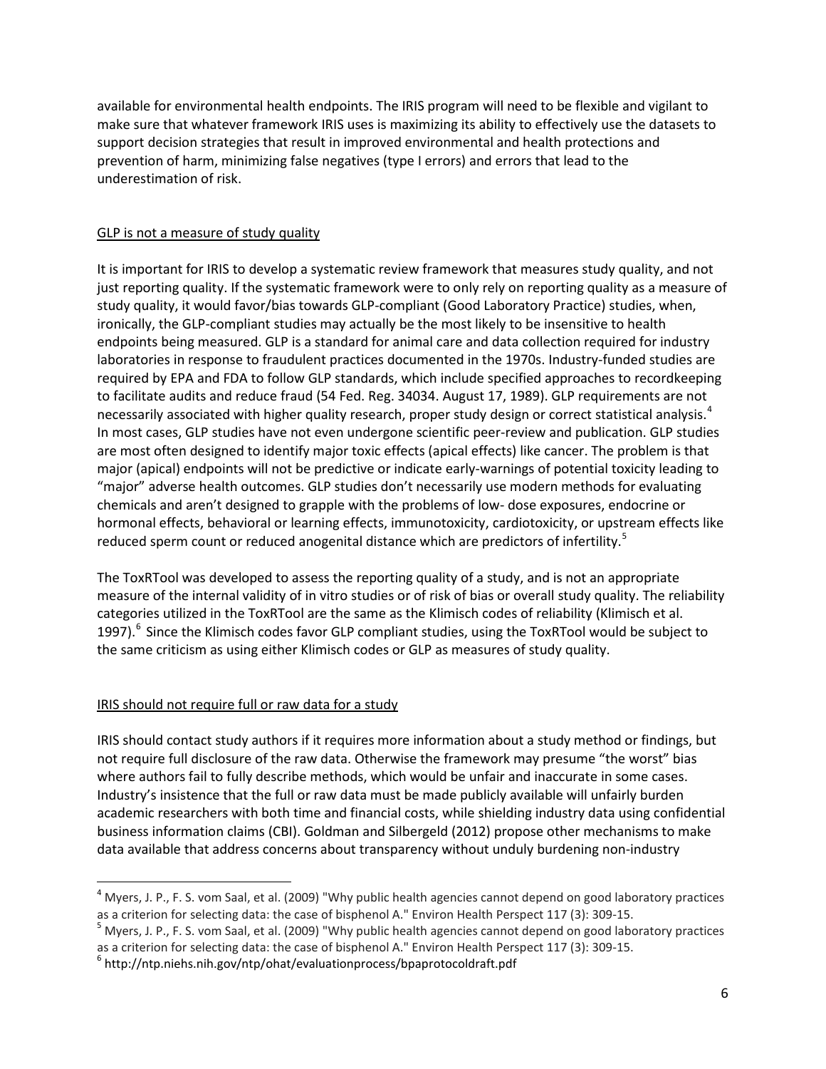available for environmental health endpoints. The IRIS program will need to be flexible and vigilant to make sure that whatever framework IRIS uses is maximizing its ability to effectively use the datasets to support decision strategies that result in improved environmental and health protections and prevention of harm, minimizing false negatives (type I errors) and errors that lead to the underestimation of risk.

## GLP is not a measure of study quality

It is important for IRIS to develop a systematic review framework that measures study quality, and not just reporting quality. If the systematic framework were to only rely on reporting quality as a measure of study quality, it would favor/bias towards GLP-compliant (Good Laboratory Practice) studies, when, ironically, the GLP-compliant studies may actually be the most likely to be insensitive to health endpoints being measured. GLP is a standard for animal care and data collection required for industry laboratories in response to fraudulent practices documented in the 1970s. Industry-funded studies are required by EPA and FDA to follow GLP standards, which include specified approaches to recordkeeping to facilitate audits and reduce fraud (54 Fed. Reg. 34034. August 17, 1989). GLP requirements are not necessarily associated with higher quality research, proper study design or correct statistical analysis.[4] In most cases, GLP studies have not even undergone scientific peer-review and publication. GLP studies are most often designed to identify major toxic effects (apical effects) like cancer. The problem is that major (apical) endpoints will not be predictive or indicate early-warnings of potential toxicity leading to "major" adverse health outcomes. GLP studies don't necessarily use modern methods for evaluating chemicals and aren't designed to grapple with the problems of low- dose exposures, endocrine or hormonal effects, behavioral or learning effects, immunotoxicity, cardiotoxicity, or upstream effects like reduced sperm count or reduced anogenital distance which are predictors of infertility.[5]

The ToxRTool was developed to assess the reporting quality of a study, and is not an appropriate measure of the internal validity of in vitro studies or of risk of bias or overall study quality. The reliability categories utilized in the ToxRTool are the same as the Klimisch codes of reliability (Klimisch et al. 1997).[6] Since the Klimisch codes favor GLP compliant studies, using the ToxRTool would be subject to the same criticism as using either Klimisch codes or GLP as measures of study quality.

## IRIS should not require full or raw data for a study

IRIS should contact study authors if it requires more information about a study method or findings, but not require full disclosure of the raw data. Otherwise the framework may presume "the worst" bias where authors fail to fully describe methods, which would be unfair and inaccurate in some cases. Industry's insistence that the full or raw data must be made publicly available will unfairly burden academic researchers with both time and financial costs, while shielding industry data using confidential business information claims (CBI). Goldman and Silbergeld (2012) propose other mechanisms to make data available that address concerns about transparency without unduly burdening non-industry

---

[4] Myers, J. P., F. S. vom Saal, et al. (2009) "Why public health agencies cannot depend on good laboratory practices as a criterion for selecting data: the case of bisphenol A." Environ Health Perspect 117 (3): 309-15.

[5] Myers, J. P., F. S. vom Saal, et al. (2009) "Why public health agencies cannot depend on good laboratory practices as a criterion for selecting data: the case of bisphenol A." Environ Health Perspect 117 (3): 309-15.

[6] http://ntp.niehs.nih.gov/ntp/ohat/evaluationprocess/bpaprotocoldraft.pdf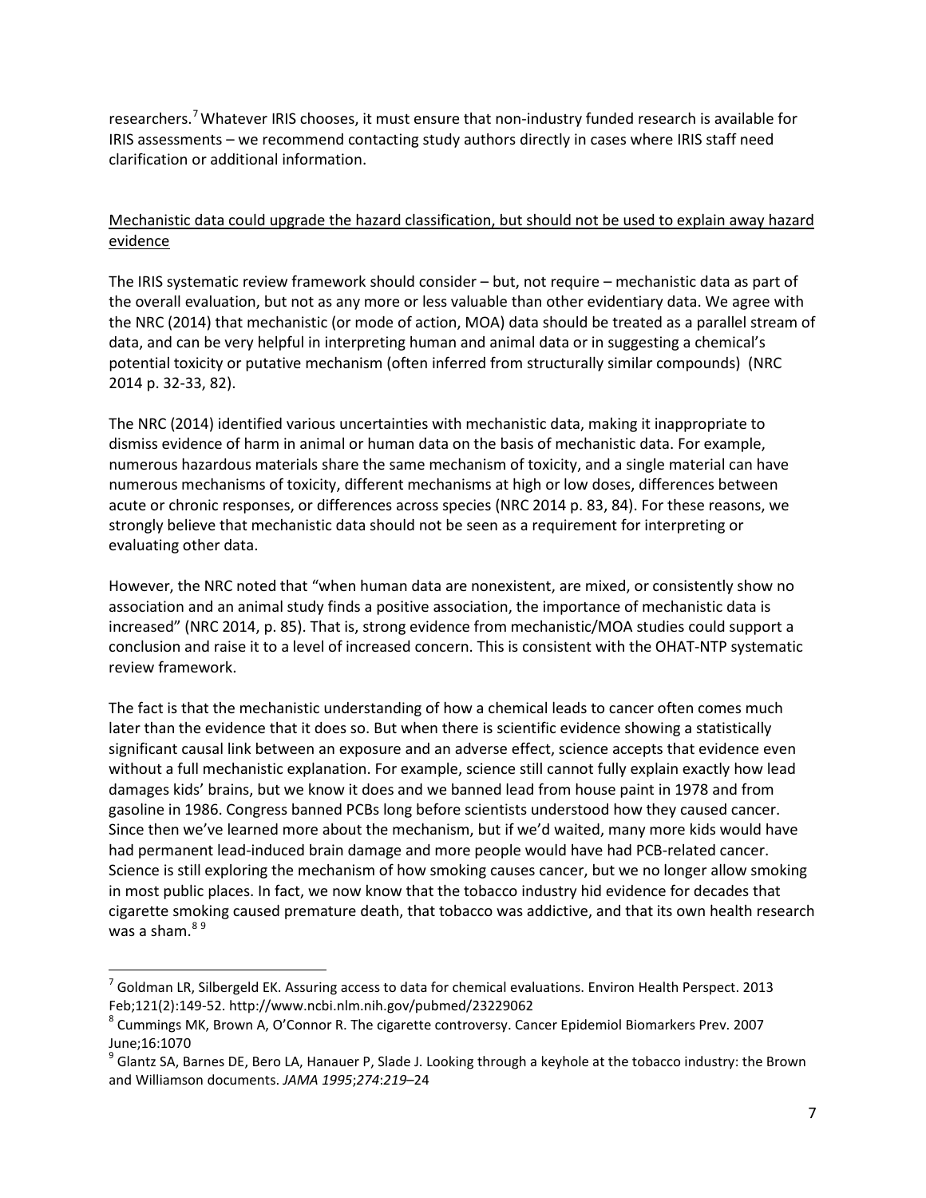researchers.[7] Whatever IRIS chooses, it must ensure that non-industry funded research is available for IRIS assessments – we recommend contacting study authors directly in cases where IRIS staff need clarification or additional information.

<u>Mechanistic data could upgrade the hazard classification, but should not be used to explain away hazard evidence</u>

The IRIS systematic review framework should consider – but, not require – mechanistic data as part of the overall evaluation, but not as any more or less valuable than other evidentiary data. We agree with the NRC (2014) that mechanistic (or mode of action, MOA) data should be treated as a parallel stream of data, and can be very helpful in interpreting human and animal data or in suggesting a chemical's potential toxicity or putative mechanism (often inferred from structurally similar compounds) (NRC 2014 p. 32-33, 82).

The NRC (2014) identified various uncertainties with mechanistic data, making it inappropriate to dismiss evidence of harm in animal or human data on the basis of mechanistic data. For example, numerous hazardous materials share the same mechanism of toxicity, and a single material can have numerous mechanisms of toxicity, different mechanisms at high or low doses, differences between acute or chronic responses, or differences across species (NRC 2014 p. 83, 84). For these reasons, we strongly believe that mechanistic data should not be seen as a requirement for interpreting or evaluating other data.

However, the NRC noted that "when human data are nonexistent, are mixed, or consistently show no association and an animal study finds a positive association, the importance of mechanistic data is increased" (NRC 2014, p. 85). That is, strong evidence from mechanistic/MOA studies could support a conclusion and raise it to a level of increased concern. This is consistent with the OHAT-NTP systematic review framework.

The fact is that the mechanistic understanding of how a chemical leads to cancer often comes much later than the evidence that it does so. But when there is scientific evidence showing a statistically significant causal link between an exposure and an adverse effect, science accepts that evidence even without a full mechanistic explanation. For example, science still cannot fully explain exactly how lead damages kids' brains, but we know it does and we banned lead from house paint in 1978 and from gasoline in 1986. Congress banned PCBs long before scientists understood how they caused cancer. Since then we've learned more about the mechanism, but if we'd waited, many more kids would have had permanent lead-induced brain damage and more people would have had PCB-related cancer. Science is still exploring the mechanism of how smoking causes cancer, but we no longer allow smoking in most public places. In fact, we now know that the tobacco industry hid evidence for decades that cigarette smoking caused premature death, that tobacco was addictive, and that its own health research was a sham.[8] [9]

---

[7] Goldman LR, Silbergeld EK. Assuring access to data for chemical evaluations. Environ Health Perspect. 2013 Feb;121(2):149-52. http://www.ncbi.nlm.nih.gov/pubmed/23229062

[8] Cummings MK, Brown A, O'Connor R. The cigarette controversy. Cancer Epidemiol Biomarkers Prev. 2007 June;16:1070

[9] Glantz SA, Barnes DE, Bero LA, Hanauer P, Slade J. Looking through a keyhole at the tobacco industry: the Brown and Williamson documents. *JAMA 1995*;*274*:*219*–24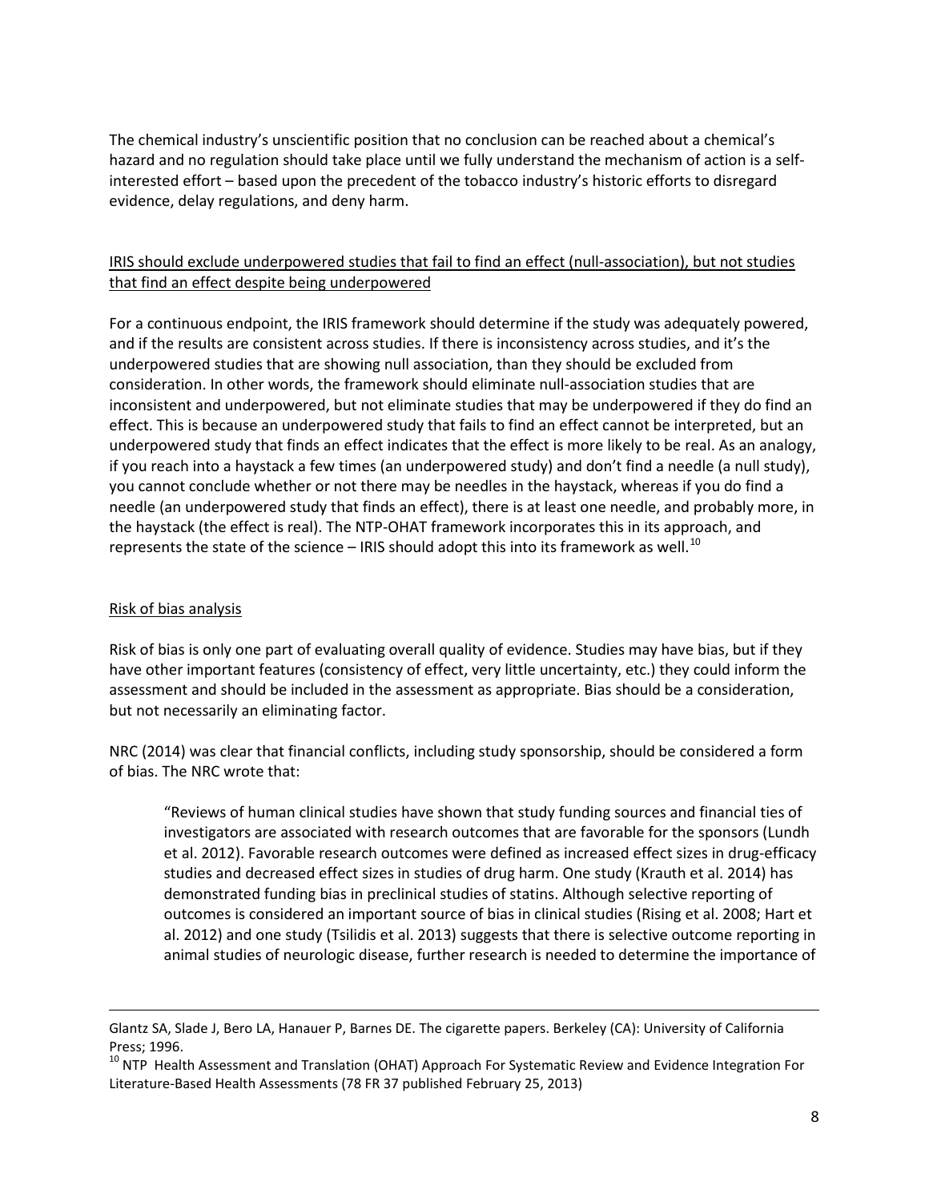The chemical industry's unscientific position that no conclusion can be reached about a chemical's hazard and no regulation should take place until we fully understand the mechanism of action is a self-interested effort – based upon the precedent of the tobacco industry's historic efforts to disregard evidence, delay regulations, and deny harm.

<u>IRIS should exclude underpowered studies that fail to find an effect (null-association), but not studies that find an effect despite being underpowered</u>

For a continuous endpoint, the IRIS framework should determine if the study was adequately powered, and if the results are consistent across studies. If there is inconsistency across studies, and it's the underpowered studies that are showing null association, than they should be excluded from consideration. In other words, the framework should eliminate null-association studies that are inconsistent and underpowered, but not eliminate studies that may be underpowered if they do find an effect. This is because an underpowered study that fails to find an effect cannot be interpreted, but an underpowered study that finds an effect indicates that the effect is more likely to be real. As an analogy, if you reach into a haystack a few times (an underpowered study) and don't find a needle (a null study), you cannot conclude whether or not there may be needles in the haystack, whereas if you do find a needle (an underpowered study that finds an effect), there is at least one needle, and probably more, in the haystack (the effect is real). The NTP-OHAT framework incorporates this in its approach, and represents the state of the science – IRIS should adopt this into its framework as well.[10]

<u>Risk of bias analysis</u>

Risk of bias is only one part of evaluating overall quality of evidence. Studies may have bias, but if they have other important features (consistency of effect, very little uncertainty, etc.) they could inform the assessment and should be included in the assessment as appropriate. Bias should be a consideration, but not necessarily an eliminating factor.

NRC (2014) was clear that financial conflicts, including study sponsorship, should be considered a form of bias. The NRC wrote that:

> "Reviews of human clinical studies have shown that study funding sources and financial ties of investigators are associated with research outcomes that are favorable for the sponsors (Lundh et al. 2012). Favorable research outcomes were defined as increased effect sizes in drug-efficacy studies and decreased effect sizes in studies of drug harm. One study (Krauth et al. 2014) has demonstrated funding bias in preclinical studies of statins. Although selective reporting of outcomes is considered an important source of bias in clinical studies (Rising et al. 2008; Hart et al. 2012) and one study (Tsilidis et al. 2013) suggests that there is selective outcome reporting in animal studies of neurologic disease, further research is needed to determine the importance of

---

Glantz SA, Slade J, Bero LA, Hanauer P, Barnes DE. The cigarette papers. Berkeley (CA): University of California Press; 1996.

[10] NTP Health Assessment and Translation (OHAT) Approach For Systematic Review and Evidence Integration For Literature-Based Health Assessments (78 FR 37 published February 25, 2013)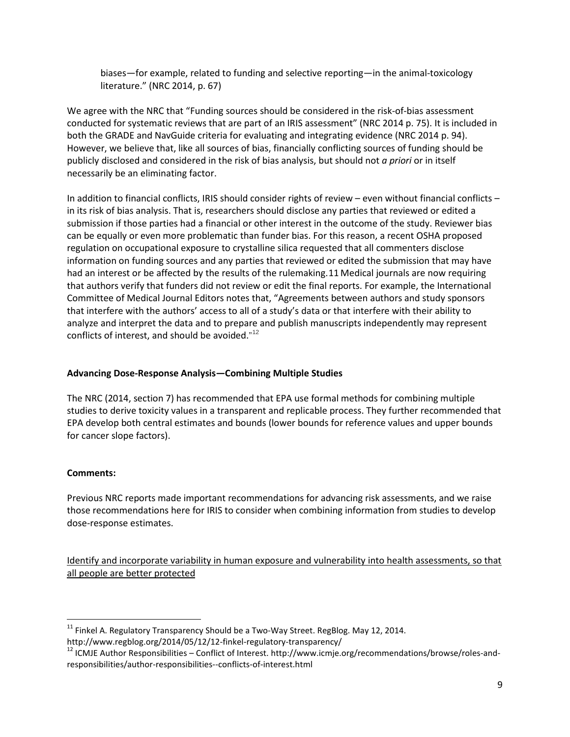> biases—for example, related to funding and selective reporting—in the animal-toxicology literature." (NRC 2014, p. 67)

We agree with the NRC that "Funding sources should be considered in the risk-of-bias assessment conducted for systematic reviews that are part of an IRIS assessment" (NRC 2014 p. 75). It is included in both the GRADE and NavGuide criteria for evaluating and integrating evidence (NRC 2014 p. 94). However, we believe that, like all sources of bias, financially conflicting sources of funding should be publicly disclosed and considered in the risk of bias analysis, but should not *a priori* or in itself necessarily be an eliminating factor.

In addition to financial conflicts, IRIS should consider rights of review – even without financial conflicts – in its risk of bias analysis. That is, researchers should disclose any parties that reviewed or edited a submission if those parties had a financial or other interest in the outcome of the study. Reviewer bias can be equally or even more problematic than funder bias. For this reason, a recent OSHA proposed regulation on occupational exposure to crystalline silica requested that all commenters disclose information on funding sources and any parties that reviewed or edited the submission that may have had an interest or be affected by the results of the rulemaking.[11] Medical journals are now requiring that authors verify that funders did not review or edit the final reports. For example, the International Committee of Medical Journal Editors notes that, "Agreements between authors and study sponsors that interfere with the authors' access to all of a study's data or that interfere with their ability to analyze and interpret the data and to prepare and publish manuscripts independently may represent conflicts of interest, and should be avoided."[12]

**Advancing Dose-Response Analysis—Combining Multiple Studies**

The NRC (2014, section 7) has recommended that EPA use formal methods for combining multiple studies to derive toxicity values in a transparent and replicable process. They further recommended that EPA develop both central estimates and bounds (lower bounds for reference values and upper bounds for cancer slope factors).

**Comments:**

Previous NRC reports made important recommendations for advancing risk assessments, and we raise those recommendations here for IRIS to consider when combining information from studies to develop dose-response estimates.

<u>Identify and incorporate variability in human exposure and vulnerability into health assessments, so that all people are better protected</u>

---

[11] Finkel A. Regulatory Transparency Should be a Two-Way Street. RegBlog. May 12, 2014. http://www.regblog.org/2014/05/12/12-finkel-regulatory-transparency/

[12] ICMJE Author Responsibilities – Conflict of Interest. http://www.icmje.org/recommendations/browse/roles-and-responsibilities/author-responsibilities--conflicts-of-interest.html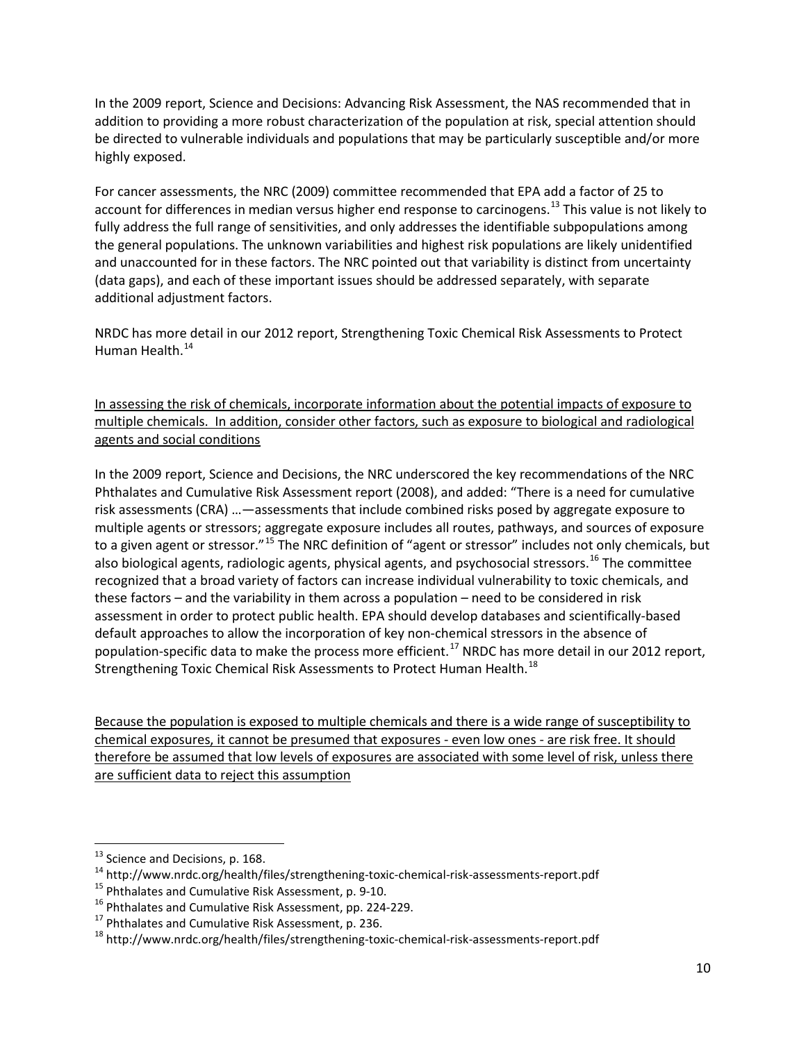In the 2009 report, Science and Decisions: Advancing Risk Assessment, the NAS recommended that in addition to providing a more robust characterization of the population at risk, special attention should be directed to vulnerable individuals and populations that may be particularly susceptible and/or more highly exposed.

For cancer assessments, the NRC (2009) committee recommended that EPA add a factor of 25 to account for differences in median versus higher end response to carcinogens.[13] This value is not likely to fully address the full range of sensitivities, and only addresses the identifiable subpopulations among the general populations. The unknown variabilities and highest risk populations are likely unidentified and unaccounted for in these factors. The NRC pointed out that variability is distinct from uncertainty (data gaps), and each of these important issues should be addressed separately, with separate additional adjustment factors.

NRDC has more detail in our 2012 report, Strengthening Toxic Chemical Risk Assessments to Protect Human Health.[14]

<u>In assessing the risk of chemicals, incorporate information about the potential impacts of exposure to multiple chemicals. In addition, consider other factors, such as exposure to biological and radiological agents and social conditions</u>

In the 2009 report, Science and Decisions, the NRC underscored the key recommendations of the NRC Phthalates and Cumulative Risk Assessment report (2008), and added: "There is a need for cumulative risk assessments (CRA) …—assessments that include combined risks posed by aggregate exposure to multiple agents or stressors; aggregate exposure includes all routes, pathways, and sources of exposure to a given agent or stressor."[15] The NRC definition of "agent or stressor" includes not only chemicals, but also biological agents, radiologic agents, physical agents, and psychosocial stressors.[16] The committee recognized that a broad variety of factors can increase individual vulnerability to toxic chemicals, and these factors – and the variability in them across a population – need to be considered in risk assessment in order to protect public health. EPA should develop databases and scientifically-based default approaches to allow the incorporation of key non-chemical stressors in the absence of population-specific data to make the process more efficient.[17] NRDC has more detail in our 2012 report, Strengthening Toxic Chemical Risk Assessments to Protect Human Health.[18]

<u>Because the population is exposed to multiple chemicals and there is a wide range of susceptibility to chemical exposures, it cannot be presumed that exposures - even low ones - are risk free. It should therefore be assumed that low levels of exposures are associated with some level of risk, unless there are sufficient data to reject this assumption</u>

---

[13] Science and Decisions, p. 168.

[14] http://www.nrdc.org/health/files/strengthening-toxic-chemical-risk-assessments-report.pdf

[15] Phthalates and Cumulative Risk Assessment, p. 9-10.

[16] Phthalates and Cumulative Risk Assessment, pp. 224-229.

[17] Phthalates and Cumulative Risk Assessment, p. 236.

[18] http://www.nrdc.org/health/files/strengthening-toxic-chemical-risk-assessments-report.pdf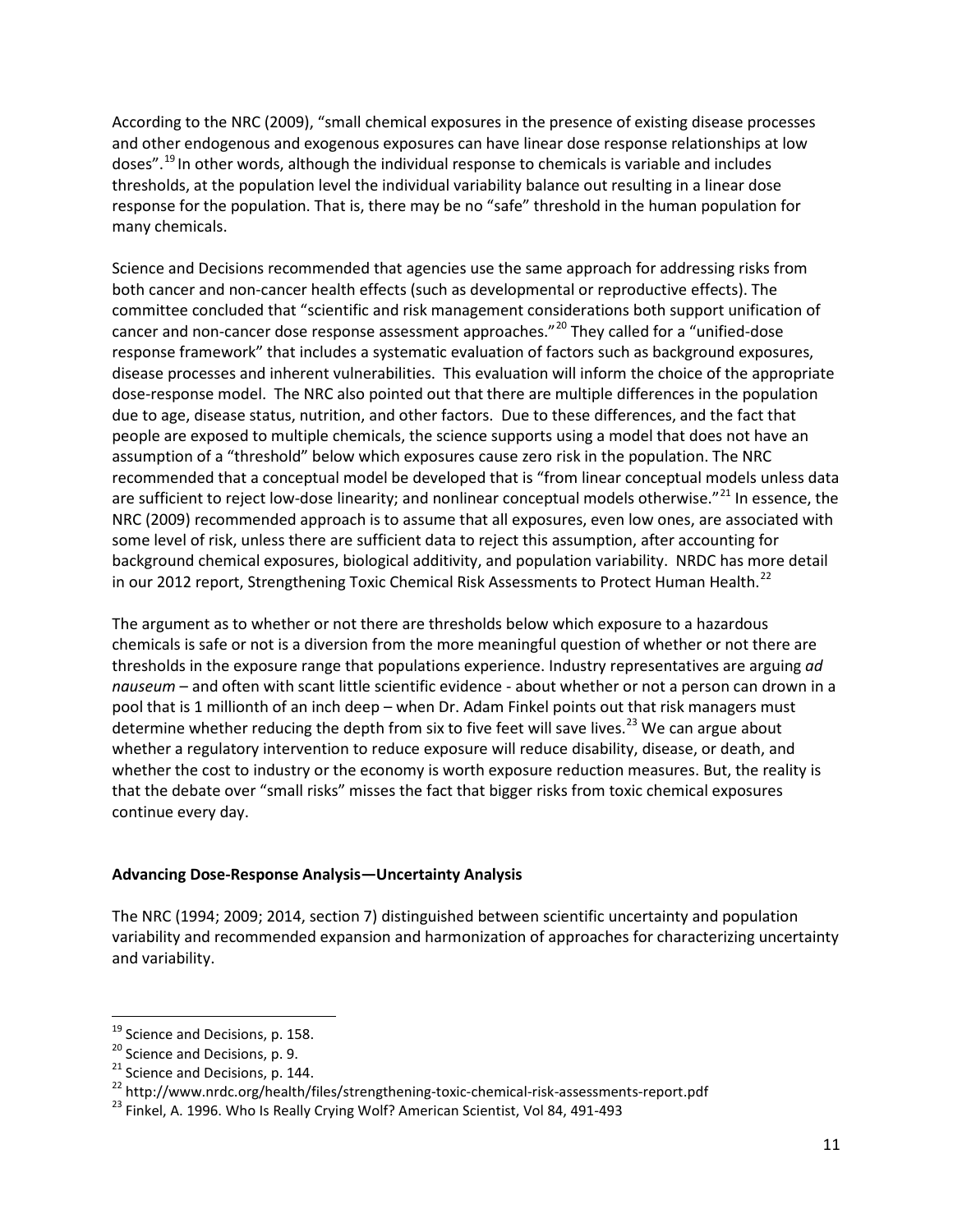According to the NRC (2009), "small chemical exposures in the presence of existing disease processes and other endogenous and exogenous exposures can have linear dose response relationships at low doses".[19] In other words, although the individual response to chemicals is variable and includes thresholds, at the population level the individual variability balance out resulting in a linear dose response for the population. That is, there may be no "safe" threshold in the human population for many chemicals.

Science and Decisions recommended that agencies use the same approach for addressing risks from both cancer and non-cancer health effects (such as developmental or reproductive effects). The committee concluded that "scientific and risk management considerations both support unification of cancer and non-cancer dose response assessment approaches."[20] They called for a "unified-dose response framework" that includes a systematic evaluation of factors such as background exposures, disease processes and inherent vulnerabilities. This evaluation will inform the choice of the appropriate dose-response model. The NRC also pointed out that there are multiple differences in the population due to age, disease status, nutrition, and other factors. Due to these differences, and the fact that people are exposed to multiple chemicals, the science supports using a model that does not have an assumption of a "threshold" below which exposures cause zero risk in the population. The NRC recommended that a conceptual model be developed that is "from linear conceptual models unless data are sufficient to reject low-dose linearity; and nonlinear conceptual models otherwise."[21] In essence, the NRC (2009) recommended approach is to assume that all exposures, even low ones, are associated with some level of risk, unless there are sufficient data to reject this assumption, after accounting for background chemical exposures, biological additivity, and population variability. NRDC has more detail in our 2012 report, Strengthening Toxic Chemical Risk Assessments to Protect Human Health.[22]

The argument as to whether or not there are thresholds below which exposure to a hazardous chemicals is safe or not is a diversion from the more meaningful question of whether or not there are thresholds in the exposure range that populations experience. Industry representatives are arguing *ad nauseum* – and often with scant little scientific evidence - about whether or not a person can drown in a pool that is 1 millionth of an inch deep – when Dr. Adam Finkel points out that risk managers must determine whether reducing the depth from six to five feet will save lives.[23] We can argue about whether a regulatory intervention to reduce exposure will reduce disability, disease, or death, and whether the cost to industry or the economy is worth exposure reduction measures. But, the reality is that the debate over "small risks" misses the fact that bigger risks from toxic chemical exposures continue every day.

**Advancing Dose-Response Analysis—Uncertainty Analysis**

The NRC (1994; 2009; 2014, section 7) distinguished between scientific uncertainty and population variability and recommended expansion and harmonization of approaches for characterizing uncertainty and variability.

---

[19] Science and Decisions, p. 158.
[20] Science and Decisions, p. 9.
[21] Science and Decisions, p. 144.
[22] http://www.nrdc.org/health/files/strengthening-toxic-chemical-risk-assessments-report.pdf
[23] Finkel, A. 1996. Who Is Really Crying Wolf? American Scientist, Vol 84, 491-493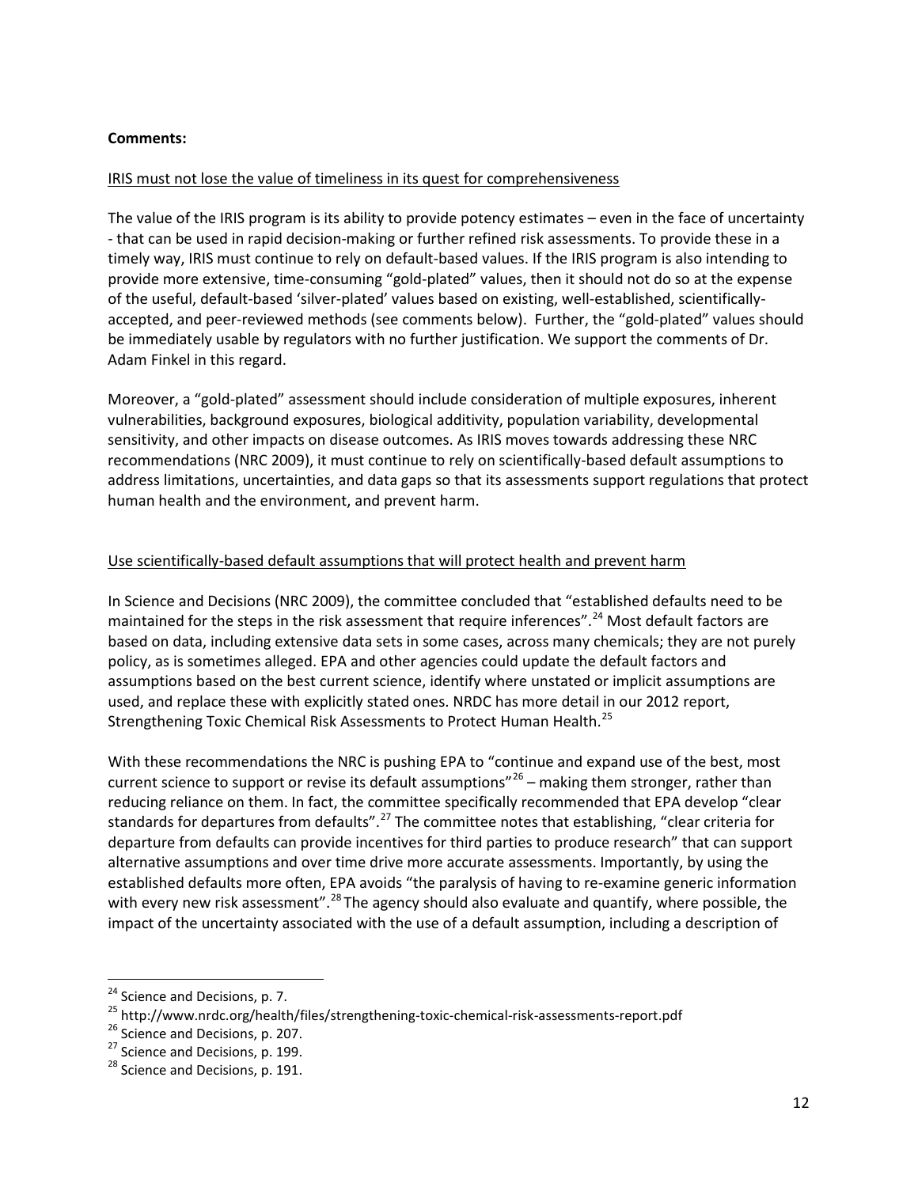**Comments:**

IRIS must not lose the value of timeliness in its quest for comprehensiveness

The value of the IRIS program is its ability to provide potency estimates – even in the face of uncertainty - that can be used in rapid decision-making or further refined risk assessments. To provide these in a timely way, IRIS must continue to rely on default-based values. If the IRIS program is also intending to provide more extensive, time-consuming "gold-plated" values, then it should not do so at the expense of the useful, default-based 'silver-plated' values based on existing, well-established, scientifically-accepted, and peer-reviewed methods (see comments below). Further, the "gold-plated" values should be immediately usable by regulators with no further justification. We support the comments of Dr. Adam Finkel in this regard.

Moreover, a "gold-plated" assessment should include consideration of multiple exposures, inherent vulnerabilities, background exposures, biological additivity, population variability, developmental sensitivity, and other impacts on disease outcomes. As IRIS moves towards addressing these NRC recommendations (NRC 2009), it must continue to rely on scientifically-based default assumptions to address limitations, uncertainties, and data gaps so that its assessments support regulations that protect human health and the environment, and prevent harm.

Use scientifically-based default assumptions that will protect health and prevent harm

In Science and Decisions (NRC 2009), the committee concluded that "established defaults need to be maintained for the steps in the risk assessment that require inferences".[24] Most default factors are based on data, including extensive data sets in some cases, across many chemicals; they are not purely policy, as is sometimes alleged. EPA and other agencies could update the default factors and assumptions based on the best current science, identify where unstated or implicit assumptions are used, and replace these with explicitly stated ones. NRDC has more detail in our 2012 report, Strengthening Toxic Chemical Risk Assessments to Protect Human Health.[25]

With these recommendations the NRC is pushing EPA to "continue and expand use of the best, most current science to support or revise its default assumptions"[26] – making them stronger, rather than reducing reliance on them. In fact, the committee specifically recommended that EPA develop "clear standards for departures from defaults".[27] The committee notes that establishing, "clear criteria for departure from defaults can provide incentives for third parties to produce research" that can support alternative assumptions and over time drive more accurate assessments. Importantly, by using the established defaults more often, EPA avoids "the paralysis of having to re-examine generic information with every new risk assessment".[28] The agency should also evaluate and quantify, where possible, the impact of the uncertainty associated with the use of a default assumption, including a description of

---

[24] Science and Decisions, p. 7.

[25] http://www.nrdc.org/health/files/strengthening-toxic-chemical-risk-assessments-report.pdf

[26] Science and Decisions, p. 207.

[27] Science and Decisions, p. 199.

[28] Science and Decisions, p. 191.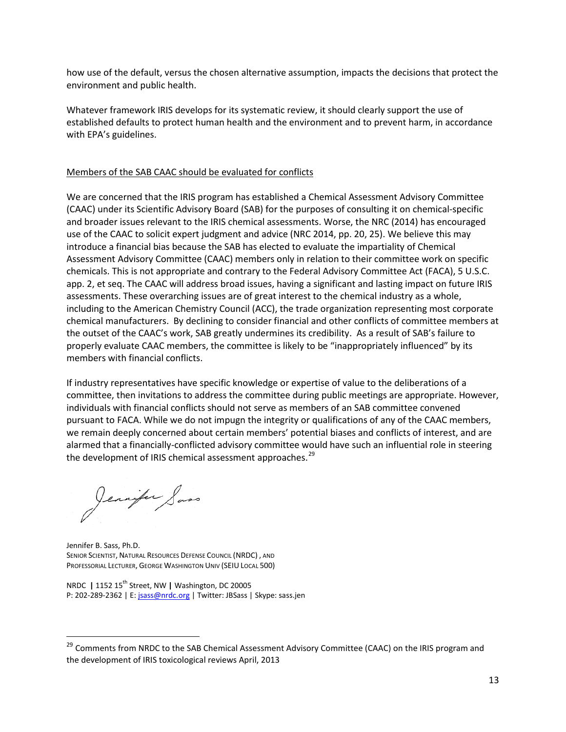how use of the default, versus the chosen alternative assumption, impacts the decisions that protect the environment and public health.

Whatever framework IRIS develops for its systematic review, it should clearly support the use of established defaults to protect human health and the environment and to prevent harm, in accordance with EPA's guidelines.

<u>Members of the SAB CAAC should be evaluated for conflicts</u>

We are concerned that the IRIS program has established a Chemical Assessment Advisory Committee (CAAC) under its Scientific Advisory Board (SAB) for the purposes of consulting it on chemical-specific and broader issues relevant to the IRIS chemical assessments. Worse, the NRC (2014) has encouraged use of the CAAC to solicit expert judgment and advice (NRC 2014, pp. 20, 25). We believe this may introduce a financial bias because the SAB has elected to evaluate the impartiality of Chemical Assessment Advisory Committee (CAAC) members only in relation to their committee work on specific chemicals. This is not appropriate and contrary to the Federal Advisory Committee Act (FACA), 5 U.S.C. app. 2, et seq. The CAAC will address broad issues, having a significant and lasting impact on future IRIS assessments. These overarching issues are of great interest to the chemical industry as a whole, including to the American Chemistry Council (ACC), the trade organization representing most corporate chemical manufacturers. By declining to consider financial and other conflicts of committee members at the outset of the CAAC's work, SAB greatly undermines its credibility. As a result of SAB's failure to properly evaluate CAAC members, the committee is likely to be "inappropriately influenced" by its members with financial conflicts.

If industry representatives have specific knowledge or expertise of value to the deliberations of a committee, then invitations to address the committee during public meetings are appropriate. However, individuals with financial conflicts should not serve as members of an SAB committee convened pursuant to FACA. While we do not impugn the integrity or qualifications of any of the CAAC members, we remain deeply concerned about certain members' potential biases and conflicts of interest, and are alarmed that a financially-conflicted advisory committee would have such an influential role in steering the development of IRIS chemical assessment approaches.[29]

Jennifer Sass

Jennifer B. Sass, Ph.D.
SENIOR SCIENTIST, NATURAL RESOURCES DEFENSE COUNCIL (NRDC), AND
PROFESSORIAL LECTURER, GEORGE WASHINGTON UNIV (SEIU LOCAL 500)

NRDC | 1152 15th Street, NW | Washington, DC 20005
P: 202-289-2362 | E: jsass@nrdc.org | Twitter: JBSass | Skype: sass.jen

[29] Comments from NRDC to the SAB Chemical Assessment Advisory Committee (CAAC) on the IRIS program and the development of IRIS toxicological reviews April, 2013